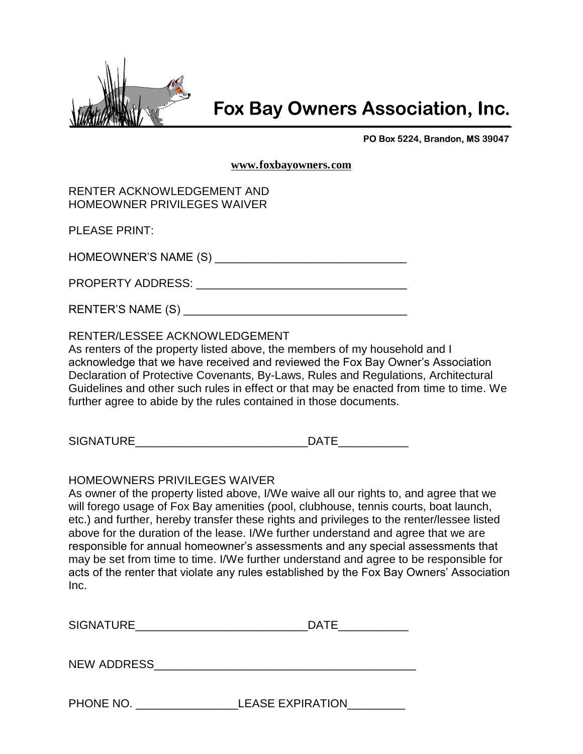# Fox Bay Owners Association, Inc.

PO Box 5224, Brandon, MS 39047

**www.foxbayowners.com**

RENTER ACKNOWLEDGEMENT AND
HOMEOWNER PRIVILEGES WAIVER

PLEASE PRINT:

HOMEOWNER'S NAME (S) ______________________________

PROPERTY ADDRESS: _________________________________

RENTER'S NAME (S) ___________________________________

RENTER/LESSEE ACKNOWLEDGEMENT
As renters of the property listed above, the members of my household and I acknowledge that we have received and reviewed the Fox Bay Owner's Association Declaration of Protective Covenants, By-Laws, Rules and Regulations, Architectural Guidelines and other such rules in effect or that may be enacted from time to time. We further agree to abide by the rules contained in those documents.

SIGNATURE___________________________DATE___________

HOMEOWNERS PRIVILEGES WAIVER
As owner of the property listed above, I/We waive all our rights to, and agree that we will forego usage of Fox Bay amenities (pool, clubhouse, tennis courts, boat launch, etc.) and further, hereby transfer these rights and privileges to the renter/lessee listed above for the duration of the lease. I/We further understand and agree that we are responsible for annual homeowner's assessments and any special assessments that may be set from time to time. I/We further understand and agree to be responsible for acts of the renter that violate any rules established by the Fox Bay Owners' Association Inc.

SIGNATURE___________________________DATE___________

NEW ADDRESS__________________________________________

PHONE NO. ________________LEASE EXPIRATION_________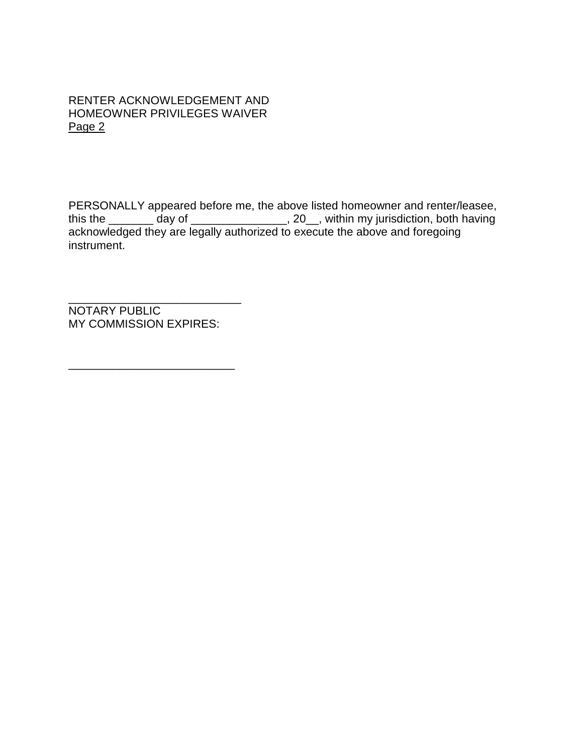RENTER ACKNOWLEDGEMENT AND
HOMEOWNER PRIVILEGES WAIVER
Page 2

PERSONALLY appeared before me, the above listed homeowner and renter/leasee, this the _______ day of _______________, 20__, within my jurisdiction, both having acknowledged they are legally authorized to execute the above and foregoing instrument.

___________________________
NOTARY PUBLIC
MY COMMISSION EXPIRES:

__________________________